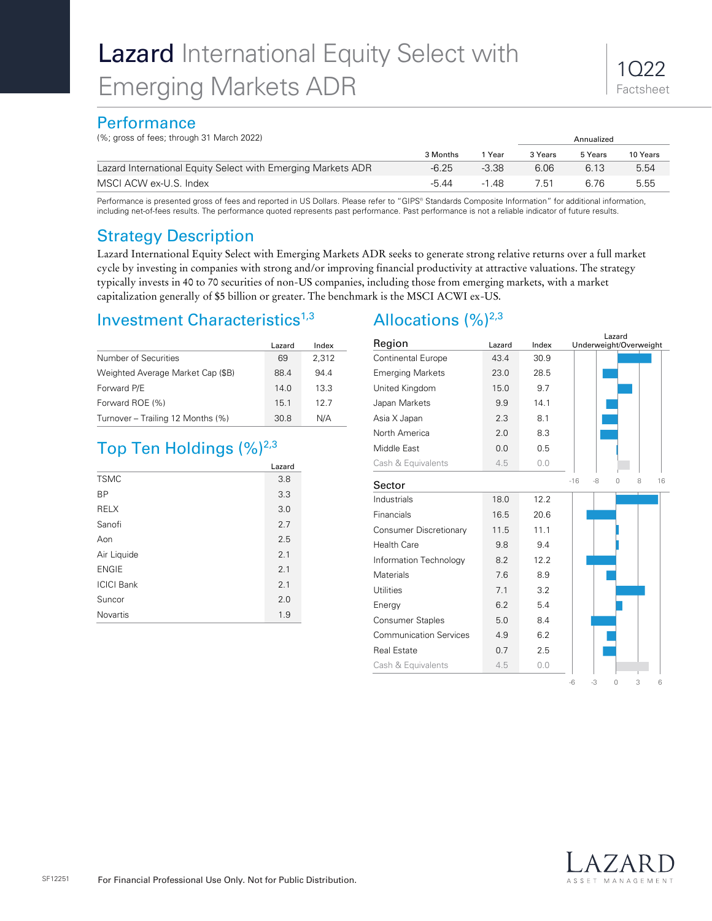# Lazard International Equity Select with Emerging Markets ADR

1Q22 Factsheet

## Performance

(%; gross of fees; through 31 March 2022)

| | 3 Months | 1 Year | Annualized 3 Years | Annualized 5 Years | Annualized 10 Years |
|---|---|---|---|---|---|
| Lazard International Equity Select with Emerging Markets ADR | -6.25 | -3.38 | 6.06 | 6.13 | 5.54 |
| MSCI ACW ex-U.S. Index | -5.44 | -1.48 | 7.51 | 6.76 | 5.55 |

Performance is presented gross of fees and reported in US Dollars. Please refer to "GIPS® Standards Composite Information" for additional information, including net-of-fees results. The performance quoted represents past performance. Past performance is not a reliable indicator of future results.

## Strategy Description

Lazard International Equity Select with Emerging Markets ADR seeks to generate strong relative returns over a full market cycle by investing in companies with strong and/or improving financial productivity at attractive valuations. The strategy typically invests in 40 to 70 securities of non-US companies, including those from emerging markets, with a market capitalization generally of $5 billion or greater. The benchmark is the MSCI ACWI ex-US.

## Investment Characteristics[1,3]

| | Lazard | Index |
|---|---|---|
| Number of Securities | 69 | 2,312 |
| Weighted Average Market Cap ($B) | 88.4 | 94.4 |
| Forward P/E | 14.0 | 13.3 |
| Forward ROE (%) | 15.1 | 12.7 |
| Turnover – Trailing 12 Months (%) | 30.8 | N/A |

## Top Ten Holdings (%)[2,3]

| | Lazard |
|---|---|
| TSMC | 3.8 |
| BP | 3.3 |
| RELX | 3.0 |
| Sanofi | 2.7 |
| Aon | 2.5 |
| Air Liquide | 2.1 |
| ENGIE | 2.1 |
| ICICI Bank | 2.1 |
| Suncor | 2.0 |
| Novartis | 1.9 |

## Allocations (%)[2,3]

| Region | Lazard | Index |
|---|---|---|
| Continental Europe | 43.4 | 30.9 |
| Emerging Markets | 23.0 | 28.5 |
| United Kingdom | 15.0 | 9.7 |
| Japan Markets | 9.9 | 14.1 |
| Asia X Japan | 2.3 | 8.1 |
| North America | 2.0 | 8.3 |
| Middle East | 0.0 | 0.5 |
| Cash & Equivalents | 4.5 | 0.0 |

| Sector | Lazard | Index |
|---|---|---|
| Industrials | 18.0 | 12.2 |
| Financials | 16.5 | 20.6 |
| Consumer Discretionary | 11.5 | 11.1 |
| Health Care | 9.8 | 9.4 |
| Information Technology | 8.2 | 12.2 |
| Materials | 7.6 | 8.9 |
| Utilities | 7.1 | 3.2 |
| Energy | 6.2 | 5.4 |
| Consumer Staples | 5.0 | 8.4 |
| Communication Services | 4.9 | 6.2 |
| Real Estate | 0.7 | 2.5 |
| Cash & Equivalents | 4.5 | 0.0 |

SF12251

For Financial Professional Use Only. Not for Public Distribution.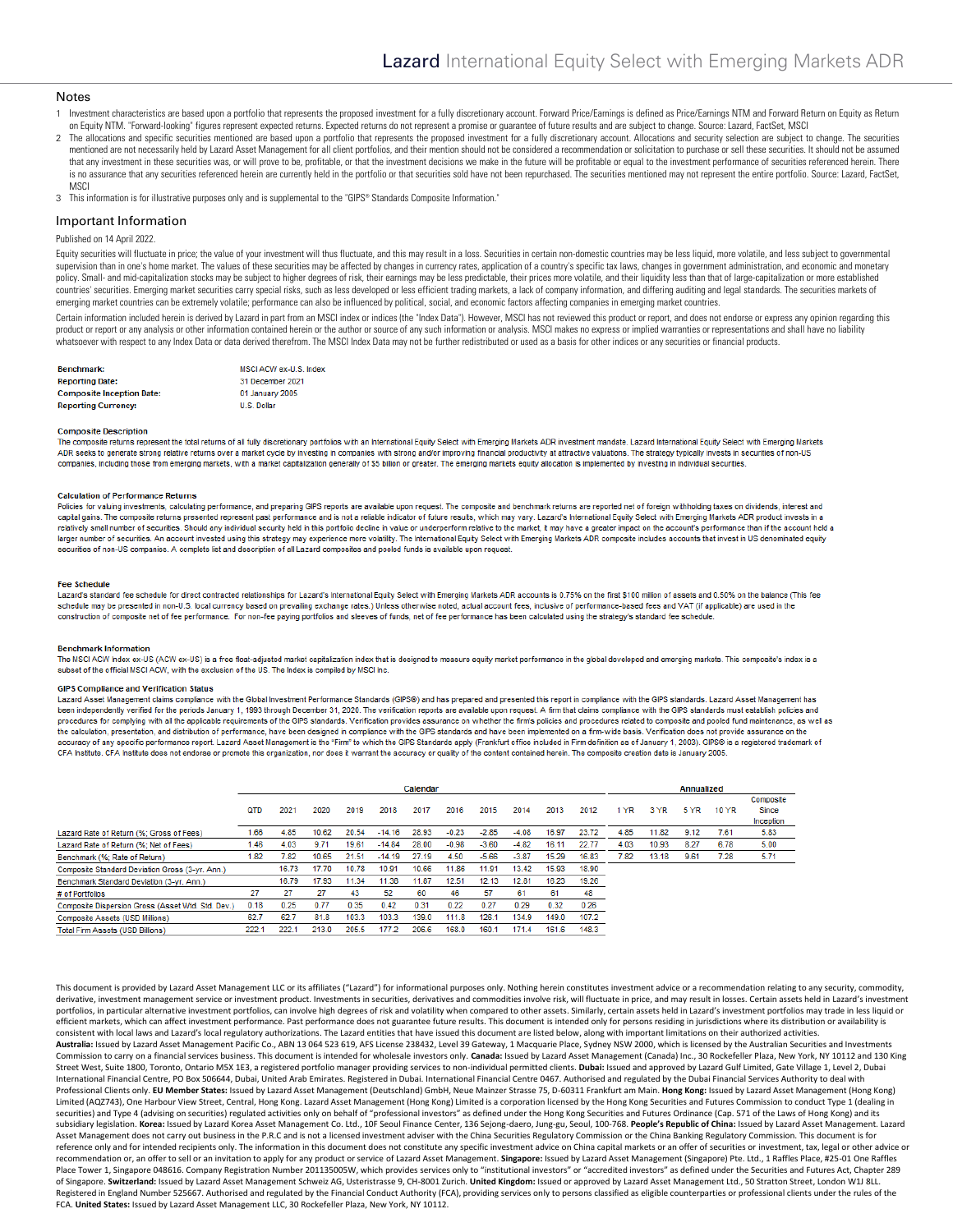## Notes

1. Investment characteristics are based upon a portfolio that represents the proposed investment for a fully discretionary account. Forward Price/Earnings is defined as Price/Earnings NTM and Forward Return on Equity as Return on Equity NTM. "Forward-looking" figures represent expected returns. Expected returns do not represent a promise or guarantee of future results and are subject to change. Source: Lazard, FactSet, MSCI
2. The allocations and specific securities mentioned are based upon a portfolio that represents the proposed investment for a fully discretionary account. Allocations and security selection are subject to change. The securities mentioned are not necessarily held by Lazard Asset Management for all client portfolios, and their mention should not be considered a recommendation or solicitation to purchase or sell these securities. It should not be assumed that any investment in these securities was, or will prove to be, profitable, or that the investment decisions we make in the future will be profitable or equal to the investment performance of securities referenced herein. There is no assurance that any securities referenced herein are currently held in the portfolio or that securities sold have not been repurchased. The securities mentioned may not represent the entire portfolio. Source: Lazard, FactSet, MSCI
3. This information is for illustrative purposes only and is supplemental to the "GIPS® Standards Composite Information."

## Important Information

Published on 14 April 2022.

Equity securities will fluctuate in price; the value of your investment will thus fluctuate, and this may result in a loss. Securities in certain non-domestic countries may be less liquid, more volatile, and less subject to governmental supervision than in one's home market. The values of these securities may be affected by changes in currency rates, application of a country's specific tax laws, changes in government administration, and economic and monetary policy. Small- and mid-capitalization stocks may be subject to higher degrees of risk, their earnings may be less predictable, their prices more volatile, and their liquidity less than that of large-capitalization or more established countries' securities. Emerging market securities carry special risks, such as less developed or less efficient trading markets, a lack of company information, and differing auditing and legal standards. The securities markets of emerging market countries can be extremely volatile; performance can also be influenced by political, social, and economic factors affecting companies in emerging market countries.

Certain information included herein is derived by Lazard in part from an MSCI index or indices (the "Index Data"). However, MSCI has not reviewed this product or report, and does not endorse or express any opinion regarding this product or report or any analysis or other information contained herein or the author or source of any such information or analysis. MSCI makes no express or implied warranties or representations and shall have no liability whatsoever with respect to any Index Data or data derived therefrom. The MSCI Index Data may not be further redistributed or used as a basis for other indices or any securities or financial products.

**Benchmark:** MSCI ACW ex-U.S. Index
**Reporting Date:** 31 December 2021
**Composite Inception Date:** 01 January 2005
**Reporting Currency:** U.S. Dollar

### Composite Description

The composite returns represent the total returns of all fully discretionary portfolios with an International Equity Select with Emerging Markets ADR investment mandate. Lazard International Equity Select with Emerging Markets ADR seeks to generate strong relative returns over a market cycle by investing in companies with strong and/or improving financial productivity at attractive valuations. The strategy typically invests in securities of non-US companies, including those from emerging markets, with a market capitalization generally of $5 billion or greater. The emerging markets equity allocation is implemented by investing in individual securities.

### Calculation of Performance Returns

Policies for valuing investments, calculating performance, and preparing GIPS reports are available upon request. The composite and benchmark returns are reported net of foreign withholding taxes on dividends, interest and capital gains. The composite returns presented represent past performance and is not a reliable indicator of future results, which may vary. Lazard's International Equity Select with Emerging Markets ADR product invests in a relatively small number of securities. Should any individual security held in this portfolio decline in value or underperform relative to the market, it may have a greater impact on the account's performance than if the account held a larger number of securities. An account invested using this strategy may experience more volatility. The International Equity Select with Emerging Markets ADR composite includes accounts that invest in US denominated equity securities of non-US companies. A complete list and description of all Lazard composites and pooled funds is available upon request.

### Fee Schedule

Lazard's standard fee schedule for direct contracted relationships for Lazard's International Equity Select with Emerging Markets ADR accounts is 0.75% on the first $100 million of assets and 0.50% on the balance (This fee schedule may be presented in non-U.S. local currency based on prevailing exchange rates.) Unless otherwise noted, actual account fees, inclusive of performance-based fees and VAT (if applicable) are used in the construction of composite net of fee performance. For non-fee paying portfolios and sleeves of funds, net of fee performance has been calculated using the strategy's standard fee schedule.

### Benchmark Information

The MSCI ACW Index ex-US (ACW ex-US) is a free float-adjusted market capitalization index that is designed to measure equity market performance in the global developed and emerging markets. This composite's index is a subset of the official MSCI ACW, with the exclusion of the US. The index is compiled by MSCI Inc.

### GIPS Compliance and Verification Status

Lazard Asset Management claims compliance with the Global Investment Performance Standards (GIPS®) and has prepared and presented this report in compliance with the GIPS standards. Lazard Asset Management has been independently verified for the periods January 1, 1993 through December 31, 2020. The verification reports are available upon request. A firm that claims compliance with the GIPS standards must establish policies and procedures for complying with all the applicable requirements of the GIPS standards. Verification provides assurance on whether the firm's policies and procedures related to composite and pooled fund maintenance, as well as the calculation, presentation, and distribution of performance, have been designed in compliance with the GIPS standards and have been implemented on a firm-wide basis. Verification does not provide assurance on the accuracy of any specific performance report. Lazard Asset Management is the "Firm" to which the GIPS Standards apply (Frankfurt office included in Firm definition as of January 1, 2003). GIPS® is a registered trademark of CFA Institute. CFA Institute does not endorse or promote this organization, nor does it warrant the accuracy or quality of the content contained herein. The composite creation date is January 2005.

| | | Calendar | | | | | | | | | | | Annualized | | | | |
|---|---|---|---|---|---|---|---|---|---|---|---|---|---|---|---|---|---|
| | QTD | 2021 | 2020 | 2019 | 2018 | 2017 | 2016 | 2015 | 2014 | 2013 | 2012 | 1 YR | 3 YR | 5 YR | 10 YR | Composite Since Inception |
| Lazard Rate of Return (%; Gross of Fees) | 1.66 | 4.85 | 10.62 | 20.54 | -14.16 | 28.93 | -0.23 | -2.85 | -4.08 | 16.97 | 23.72 | 4.85 | 11.82 | 9.12 | 7.61 | 5.83 |
| Lazard Rate of Return (%; Net of Fees) | 1.46 | 4.03 | 9.71 | 19.61 | -14.84 | 28.00 | -0.98 | -3.60 | -4.82 | 16.11 | 22.77 | 4.03 | 10.93 | 8.27 | 6.78 | 5.00 |
| Benchmark (%; Rate of Return) | 1.82 | 7.82 | 10.65 | 21.51 | -14.19 | 27.19 | 4.50 | -5.66 | -3.87 | 15.29 | 16.83 | 7.82 | 13.18 | 9.61 | 7.28 | 5.71 |
| Composite Standard Deviation Gross (3-yr. Ann.) | | 16.73 | 17.70 | 10.78 | 10.91 | 10.66 | 11.86 | 11.91 | 13.42 | 15.93 | 18.90 | | | | | |
| Benchmark Standard Deviation (3-yr. Ann.) | | 16.79 | 17.93 | 11.34 | 11.38 | 11.87 | 12.51 | 12.13 | 12.81 | 16.23 | 19.26 | | | | | |
| # of Portfolios | 27 | 27 | 27 | 43 | 52 | 60 | 46 | 57 | 61 | 61 | 48 | | | | | |
| Composite Dispersion Gross (Asset Wtd. Std. Dev.) | 0.18 | 0.25 | 0.77 | 0.35 | 0.42 | 0.31 | 0.22 | 0.27 | 0.29 | 0.32 | 0.26 | | | | | |
| Composite Assets (USD Millions) | 62.7 | 62.7 | 81.8 | 103.3 | 103.3 | 139.0 | 111.8 | 126.1 | 134.9 | 149.0 | 107.2 | | | | | |
| Total Firm Assets (USD Billions) | 222.1 | 222.1 | 213.0 | 205.5 | 177.2 | 206.6 | 168.0 | 160.1 | 171.4 | 161.6 | 148.3 | | | | | |

This document is provided by Lazard Asset Management LLC or its affiliates ("Lazard") for informational purposes only. Nothing herein constitutes investment advice or a recommendation relating to any security, commodity, derivative, investment management service or investment product. Investments in securities, derivatives and commodities involve risk, will fluctuate in price, and may result in losses. Certain assets held in Lazard's investment portfolios, in particular alternative investment portfolios, can involve high degrees of risk and volatility when compared to other assets. Similarly, certain assets held in Lazard's investment portfolios may trade in less liquid or efficient markets, which can affect investment performance. Past performance does not guarantee future results. This document is intended only for persons residing in jurisdictions where its distribution or availability is consistent with local laws and Lazard's local regulatory authorizations. The Lazard entities that have issued this document are listed below, along with important limitations on their authorized activities.
**Australia:** Issued by Lazard Asset Management Pacific Co., ABN 13 064 523 619, AFS License 238432, Level 39 Gateway, 1 Macquarie Place, Sydney NSW 2000, which is licensed by the Australian Securities and Investments Commission to carry on a financial services business. This document is intended for wholesale investors only. **Canada:** Issued by Lazard Asset Management (Canada) Inc., 30 Rockefeller Plaza, New York, NY 10112 and 130 King Street West, Suite 1800, Toronto, Ontario M5X 1E3, a registered portfolio manager providing services to non-individual permitted clients. **Dubai:** Issued and approved by Lazard Gulf Limited, Gate Village 1, Level 2, Dubai International Financial Centre, PO Box 506644, Dubai, United Arab Emirates. Registered in Dubai. International Financial Centre 0467. Authorised and regulated by the Dubai Financial Services Authority to deal with Professional Clients only. **EU Member States:** Issued by Lazard Asset Management (Deutschland) GmbH, Neue Mainzer Strasse 75, D-60311 Frankfurt am Main. **Hong Kong:** Issued by Lazard Asset Management (Hong Kong) Limited (AQZ743), One Harbour View Street, Central, Hong Kong. Lazard Asset Management (Hong Kong) Limited is a corporation licensed by the Hong Kong Securities and Futures Commission to conduct Type 1 (dealing in securities) and Type 4 (advising on securities) regulated activities only on behalf of "professional investors" as defined under the Hong Kong Securities and Futures Ordinance (Cap. 571 of the Laws of Hong Kong) and its subsidiary legislation. **Korea:** Issued by Lazard Korea Asset Management Co. Ltd., 10F Seoul Finance Center, 136 Sejong-daero, Jung-gu, Seoul, 100-768. **People's Republic of China:** Issued by Lazard Asset Management. Lazard Asset Management does not carry out business in the P.R.C and is not a licensed investment adviser with the China Securities Regulatory Commission or the China Banking Regulatory Commission. This document is for reference only and for intended recipients only. The information in this document does not constitute any specific investment advice on China capital markets or an offer of securities or investment, tax, legal or other advice or recommendation or, an offer to sell or an invitation to apply for any product or service of Lazard Asset Management. **Singapore:** Issued by Lazard Asset Management (Singapore) Pte. Ltd., 1 Raffles Place, #25-01 One Raffles Place Tower 1, Singapore 048616. Company Registration Number 201135005W, which provides services only to "institutional investors" or "accredited investors" as defined under the Securities and Futures Act, Chapter 289 of Singapore. **Switzerland:** Issued by Lazard Asset Management Schweiz AG, Usteristrasse 9, CH-8001 Zurich. **United Kingdom:** Issued or approved by Lazard Asset Management Ltd., 50 Stratton Street, London W1J 8LL. Registered in England Number 525667. Authorised and regulated by the Financial Conduct Authority (FCA), providing services only to persons classified as eligible counterparties or professional clients under the rules of the FCA. **United States:** Issued by Lazard Asset Management LLC, 30 Rockefeller Plaza, New York, NY 10112.